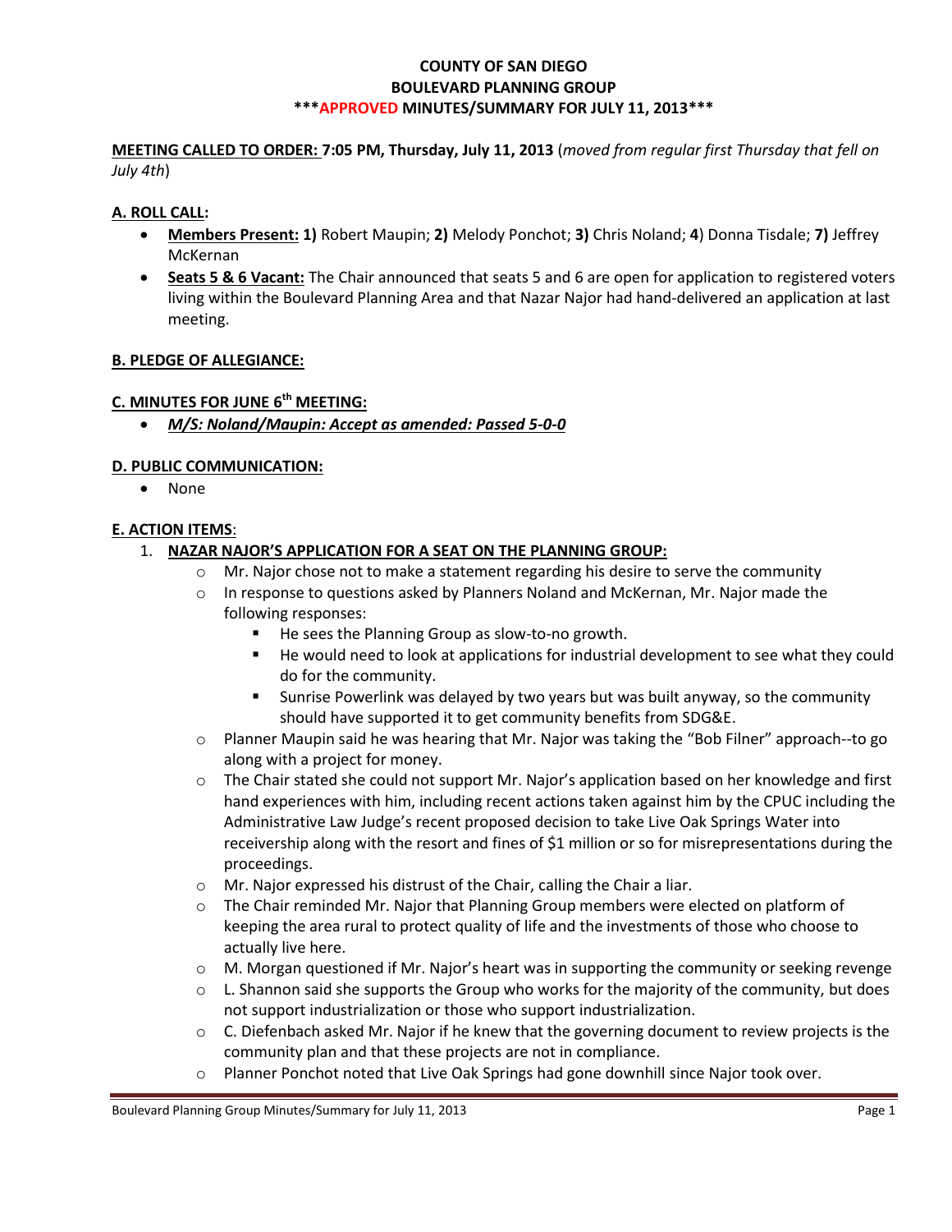# COUNTY OF SAN DIEGO
# BOULEVARD PLANNING GROUP
## ***APPROVED MINUTES/SUMMARY FOR JULY 11, 2013***

**MEETING CALLED TO ORDER: 7:05 PM, Thursday, July 11, 2013** (*moved from regular first Thursday that fell on July 4th*)

**A. ROLL CALL:**

- **Members Present: 1)** Robert Maupin; **2)** Melody Ponchot; **3)** Chris Noland; **4**) Donna Tisdale; **7)** Jeffrey McKernan
- **Seats 5 & 6 Vacant:** The Chair announced that seats 5 and 6 are open for application to registered voters living within the Boulevard Planning Area and that Nazar Najor had hand-delivered an application at last meeting.

**B. PLEDGE OF ALLEGIANCE:**

**C. MINUTES FOR JUNE 6th MEETING:**

- ***M/S: Noland/Maupin: Accept as amended: Passed 5-0-0***

**D. PUBLIC COMMUNICATION:**

- None

**E. ACTION ITEMS**:

1. **NAZAR NAJOR'S APPLICATION FOR A SEAT ON THE PLANNING GROUP:**
   - Mr. Najor chose not to make a statement regarding his desire to serve the community
   - In response to questions asked by Planners Noland and McKernan, Mr. Najor made the following responses:
     - He sees the Planning Group as slow-to-no growth.
     - He would need to look at applications for industrial development to see what they could do for the community.
     - Sunrise Powerlink was delayed by two years but was built anyway, so the community should have supported it to get community benefits from SDG&E.
   - Planner Maupin said he was hearing that Mr. Najor was taking the "Bob Filner" approach--to go along with a project for money.
   - The Chair stated she could not support Mr. Najor's application based on her knowledge and first hand experiences with him, including recent actions taken against him by the CPUC including the Administrative Law Judge's recent proposed decision to take Live Oak Springs Water into receivership along with the resort and fines of $1 million or so for misrepresentations during the proceedings.
   - Mr. Najor expressed his distrust of the Chair, calling the Chair a liar.
   - The Chair reminded Mr. Najor that Planning Group members were elected on platform of keeping the area rural to protect quality of life and the investments of those who choose to actually live here.
   - M. Morgan questioned if Mr. Najor's heart was in supporting the community or seeking revenge
   - L. Shannon said she supports the Group who works for the majority of the community, but does not support industrialization or those who support industrialization.
   - C. Diefenbach asked Mr. Najor if he knew that the governing document to review projects is the community plan and that these projects are not in compliance.
   - Planner Ponchot noted that Live Oak Springs had gone downhill since Najor took over.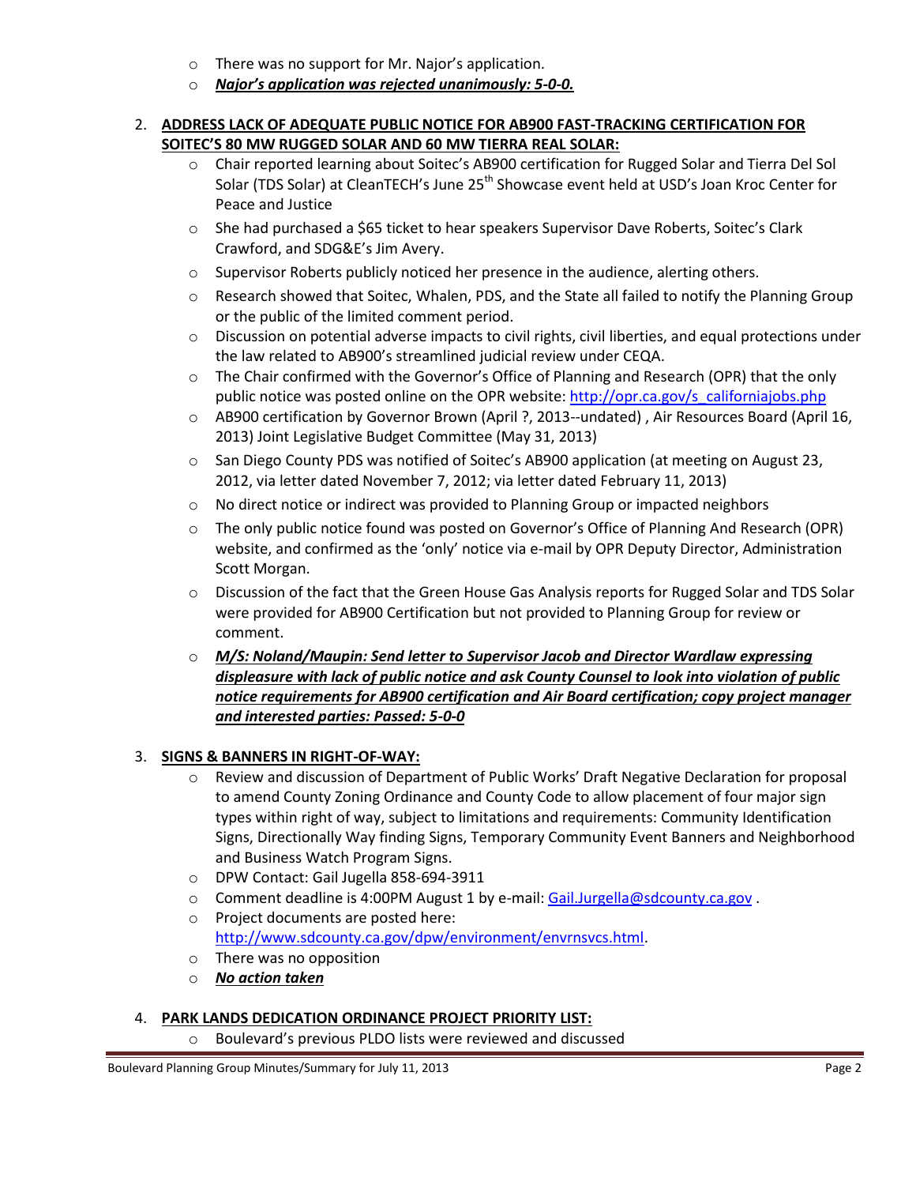- There was no support for Mr. Najor's application.
- ***Najor's application was rejected unanimously: 5-0-0.***

2. **ADDRESS LACK OF ADEQUATE PUBLIC NOTICE FOR AB900 FAST-TRACKING CERTIFICATION FOR SOITEC'S 80 MW RUGGED SOLAR AND 60 MW TIERRA REAL SOLAR:**
   - Chair reported learning about Soitec's AB900 certification for Rugged Solar and Tierra Del Sol Solar (TDS Solar) at CleanTECH's June 25th Showcase event held at USD's Joan Kroc Center for Peace and Justice
   - She had purchased a $65 ticket to hear speakers Supervisor Dave Roberts, Soitec's Clark Crawford, and SDG&E's Jim Avery.
   - Supervisor Roberts publicly noticed her presence in the audience, alerting others.
   - Research showed that Soitec, Whalen, PDS, and the State all failed to notify the Planning Group or the public of the limited comment period.
   - Discussion on potential adverse impacts to civil rights, civil liberties, and equal protections under the law related to AB900's streamlined judicial review under CEQA.
   - The Chair confirmed with the Governor's Office of Planning and Research (OPR) that the only public notice was posted online on the OPR website: http://opr.ca.gov/s_californiajobs.php
   - AB900 certification by Governor Brown (April ?, 2013--undated) , Air Resources Board (April 16, 2013) Joint Legislative Budget Committee (May 31, 2013)
   - San Diego County PDS was notified of Soitec's AB900 application (at meeting on August 23, 2012, via letter dated November 7, 2012; via letter dated February 11, 2013)
   - No direct notice or indirect was provided to Planning Group or impacted neighbors
   - The only public notice found was posted on Governor's Office of Planning And Research (OPR) website, and confirmed as the 'only' notice via e-mail by OPR Deputy Director, Administration Scott Morgan.
   - Discussion of the fact that the Green House Gas Analysis reports for Rugged Solar and TDS Solar were provided for AB900 Certification but not provided to Planning Group for review or comment.
   - ***M/S: Noland/Maupin: Send letter to Supervisor Jacob and Director Wardlaw expressing displeasure with lack of public notice and ask County Counsel to look into violation of public notice requirements for AB900 certification and Air Board certification; copy project manager and interested parties: Passed: 5-0-0***

3. **SIGNS & BANNERS IN RIGHT-OF-WAY:**
   - Review and discussion of Department of Public Works' Draft Negative Declaration for proposal to amend County Zoning Ordinance and County Code to allow placement of four major sign types within right of way, subject to limitations and requirements: Community Identification Signs, Directionally Way finding Signs, Temporary Community Event Banners and Neighborhood and Business Watch Program Signs.
   - DPW Contact: Gail Jugella 858-694-3911
   - Comment deadline is 4:00PM August 1 by e-mail: Gail.Jurgella@sdcounty.ca.gov .
   - Project documents are posted here: http://www.sdcounty.ca.gov/dpw/environment/envrnsvcs.html.
   - There was no opposition
   - ***No action taken***

4. **PARK LANDS DEDICATION ORDINANCE PROJECT PRIORITY LIST:**
   - Boulevard's previous PLDO lists were reviewed and discussed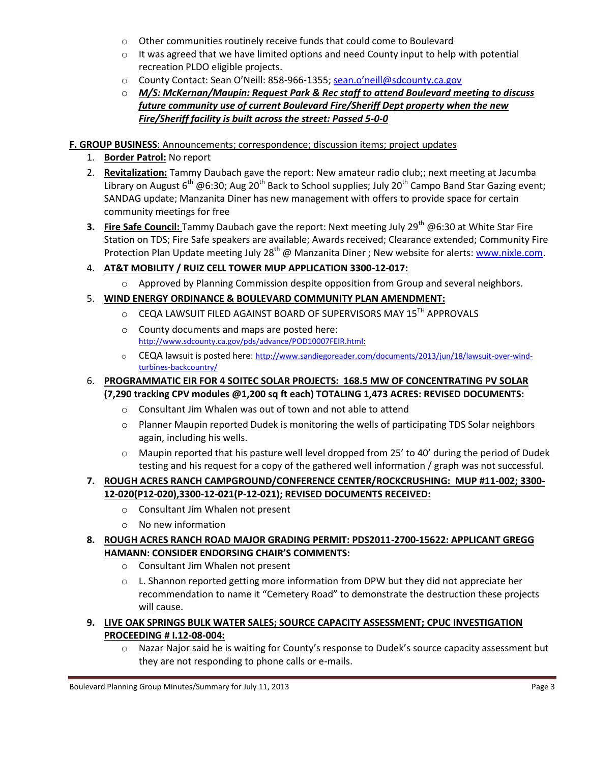- Other communities routinely receive funds that could come to Boulevard
- It was agreed that we have limited options and need County input to help with potential recreation PLDO eligible projects.
- County Contact: Sean O'Neill: 858-966-1355; sean.o'neill@sdcounty.ca.gov
- ***M/S: McKernan/Maupin: Request Park & Rec staff to attend Boulevard meeting to discuss future community use of current Boulevard Fire/Sheriff Dept property when the new Fire/Sheriff facility is built across the street: Passed 5-0-0***

**F. GROUP BUSINESS**: Announcements; correspondence; discussion items; project updates

1. **Border Patrol:** No report
2. **Revitalization:** Tammy Daubach gave the report: New amateur radio club;; next meeting at Jacumba Library on August 6th @6:30; Aug 20th Back to School supplies; July 20th Campo Band Star Gazing event; SANDAG update; Manzanita Diner has new management with offers to provide space for certain community meetings for free
3. **Fire Safe Council:** Tammy Daubach gave the report: Next meeting July 29th @6:30 at White Star Fire Station on TDS; Fire Safe speakers are available; Awards received; Clearance extended; Community Fire Protection Plan Update meeting July 28th @ Manzanita Diner ; New website for alerts: www.nixle.com.
4. **AT&T MOBILITY / RUIZ CELL TOWER MUP APPLICATION 3300-12-017:**
   - Approved by Planning Commission despite opposition from Group and several neighbors.
5. **WIND ENERGY ORDINANCE & BOULEVARD COMMUNITY PLAN AMENDMENT:**
   - CEQA LAWSUIT FILED AGAINST BOARD OF SUPERVISORS MAY 15TH APPROVALS
   - County documents and maps are posted here: http://www.sdcounty.ca.gov/pds/advance/POD10007FEIR.html:
   - CEQA lawsuit is posted here: http://www.sandiegoreader.com/documents/2013/jun/18/lawsuit-over-wind-turbines-backcountry/
6. **PROGRAMMATIC EIR FOR 4 SOITEC SOLAR PROJECTS: 168.5 MW OF CONCENTRATING PV SOLAR (7,290 tracking CPV modules @1,200 sq ft each) TOTALING 1,473 ACRES: REVISED DOCUMENTS:**
   - Consultant Jim Whalen was out of town and not able to attend
   - Planner Maupin reported Dudek is monitoring the wells of participating TDS Solar neighbors again, including his wells.
   - Maupin reported that his pasture well level dropped from 25' to 40' during the period of Dudek testing and his request for a copy of the gathered well information / graph was not successful.
7. **ROUGH ACRES RANCH CAMPGROUND/CONFERENCE CENTER/ROCKCRUSHING: MUP #11-002; 3300-12-020(P12-020),3300-12-021(P-12-021); REVISED DOCUMENTS RECEIVED:**
   - Consultant Jim Whalen not present
   - No new information
8. **ROUGH ACRES RANCH ROAD MAJOR GRADING PERMIT: PDS2011-2700-15622: APPLICANT GREGG HAMANN: CONSIDER ENDORSING CHAIR'S COMMENTS:**
   - Consultant Jim Whalen not present
   - L. Shannon reported getting more information from DPW but they did not appreciate her recommendation to name it "Cemetery Road" to demonstrate the destruction these projects will cause.
9. **LIVE OAK SPRINGS BULK WATER SALES; SOURCE CAPACITY ASSESSMENT; CPUC INVESTIGATION PROCEEDING # I.12-08-004:**
   - Nazar Najor said he is waiting for County's response to Dudek's source capacity assessment but they are not responding to phone calls or e-mails.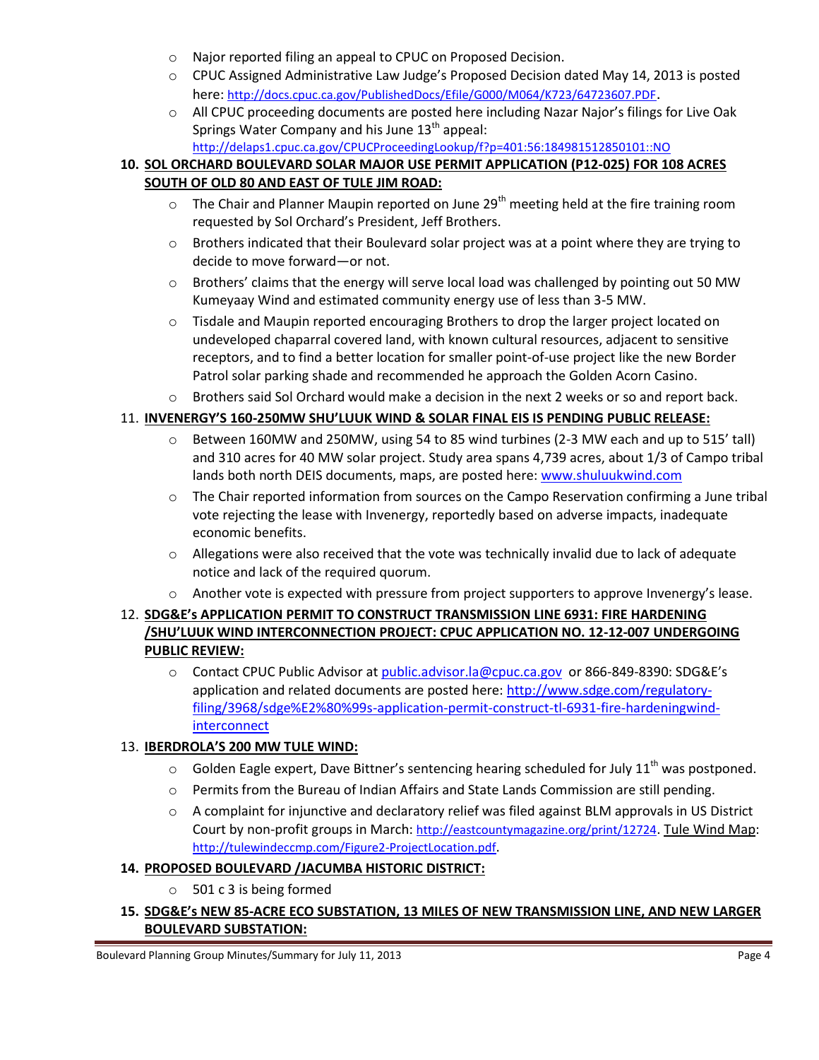- Major reported filing an appeal to CPUC on Proposed Decision.
- CPUC Assigned Administrative Law Judge's Proposed Decision dated May 14, 2013 is posted here: http://docs.cpuc.ca.gov/PublishedDocs/Efile/G000/M064/K723/64723607.PDF.
- All CPUC proceeding documents are posted here including Nazar Najor's filings for Live Oak Springs Water Company and his June 13th appeal: http://delaps1.cpuc.ca.gov/CPUCProceedingLookup/f?p=401:56:184981512850101::NO

**10. SOL ORCHARD BOULEVARD SOLAR MAJOR USE PERMIT APPLICATION (P12-025) FOR 108 ACRES SOUTH OF OLD 80 AND EAST OF TULE JIM ROAD:**

- The Chair and Planner Maupin reported on June 29th meeting held at the fire training room requested by Sol Orchard's President, Jeff Brothers.
- Brothers indicated that their Boulevard solar project was at a point where they are trying to decide to move forward—or not.
- Brothers' claims that the energy will serve local load was challenged by pointing out 50 MW Kumeyaay Wind and estimated community energy use of less than 3-5 MW.
- Tisdale and Maupin reported encouraging Brothers to drop the larger project located on undeveloped chaparral covered land, with known cultural resources, adjacent to sensitive receptors, and to find a better location for smaller point-of-use project like the new Border Patrol solar parking shade and recommended he approach the Golden Acorn Casino.
- Brothers said Sol Orchard would make a decision in the next 2 weeks or so and report back.

**11. INVENERGY'S 160-250MW SHU'LUUK WIND & SOLAR FINAL EIS IS PENDING PUBLIC RELEASE:**

- Between 160MW and 250MW, using 54 to 85 wind turbines (2-3 MW each and up to 515' tall) and 310 acres for 40 MW solar project. Study area spans 4,739 acres, about 1/3 of Campo tribal lands both north DEIS documents, maps, are posted here: www.shuluukwind.com
- The Chair reported information from sources on the Campo Reservation confirming a June tribal vote rejecting the lease with Invenergy, reportedly based on adverse impacts, inadequate economic benefits.
- Allegations were also received that the vote was technically invalid due to lack of adequate notice and lack of the required quorum.
- Another vote is expected with pressure from project supporters to approve Invenergy's lease.

**12. SDG&E's APPLICATION PERMIT TO CONSTRUCT TRANSMISSION LINE 6931: FIRE HARDENING /SHU'LUUK WIND INTERCONNECTION PROJECT: CPUC APPLICATION NO. 12-12-007 UNDERGOING PUBLIC REVIEW:**

- Contact CPUC Public Advisor at public.advisor.la@cpuc.ca.gov or 866-849-8390: SDG&E's application and related documents are posted here: http://www.sdge.com/regulatory-filing/3968/sdge%E2%80%99s-application-permit-construct-tl-6931-fire-hardeningwind-interconnect

**13. IBERDROLA'S 200 MW TULE WIND:**

- Golden Eagle expert, Dave Bittner's sentencing hearing scheduled for July 11th was postponed.
- Permits from the Bureau of Indian Affairs and State Lands Commission are still pending.
- A complaint for injunctive and declaratory relief was filed against BLM approvals in US District Court by non-profit groups in March: http://eastcountymagazine.org/print/12724. Tule Wind Map: http://tulewindeccmp.com/Figure2-ProjectLocation.pdf.

**14. PROPOSED BOULEVARD /JACUMBA HISTORIC DISTRICT:**

- 501 c 3 is being formed

**15. SDG&E's NEW 85-ACRE ECO SUBSTATION, 13 MILES OF NEW TRANSMISSION LINE, AND NEW LARGER BOULEVARD SUBSTATION:**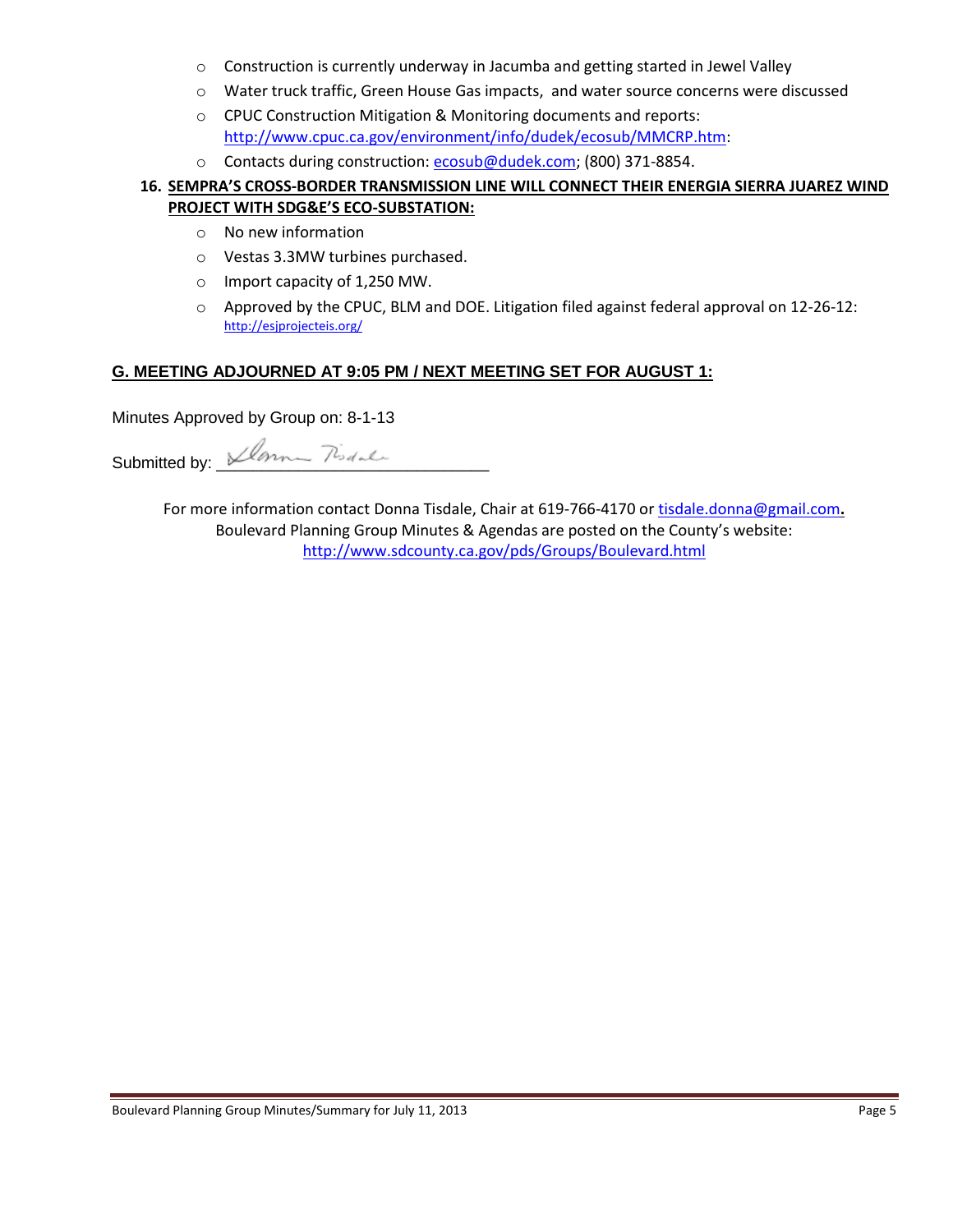- Construction is currently underway in Jacumba and getting started in Jewel Valley
- Water truck traffic, Green House Gas impacts, and water source concerns were discussed
- CPUC Construction Mitigation & Monitoring documents and reports: http://www.cpuc.ca.gov/environment/info/dudek/ecosub/MMCRP.htm:
- Contacts during construction: ecosub@dudek.com; (800) 371-8854.

**16. SEMPRA'S CROSS-BORDER TRANSMISSION LINE WILL CONNECT THEIR ENERGIA SIERRA JUAREZ WIND PROJECT WITH SDG&E'S ECO-SUBSTATION:**

- No new information
- Vestas 3.3MW turbines purchased.
- Import capacity of 1,250 MW.
- Approved by the CPUC, BLM and DOE. Litigation filed against federal approval on 12-26-12: http://esjprojecteis.org/

## G. MEETING ADJOURNED AT 9:05 PM / NEXT MEETING SET FOR AUGUST 1:

Minutes Approved by Group on: 8-1-13

Submitted by: Donna Tisdale

For more information contact Donna Tisdale, Chair at 619-766-4170 or tisdale.donna@gmail.com.
Boulevard Planning Group Minutes & Agendas are posted on the County's website:
http://www.sdcounty.ca.gov/pds/Groups/Boulevard.html